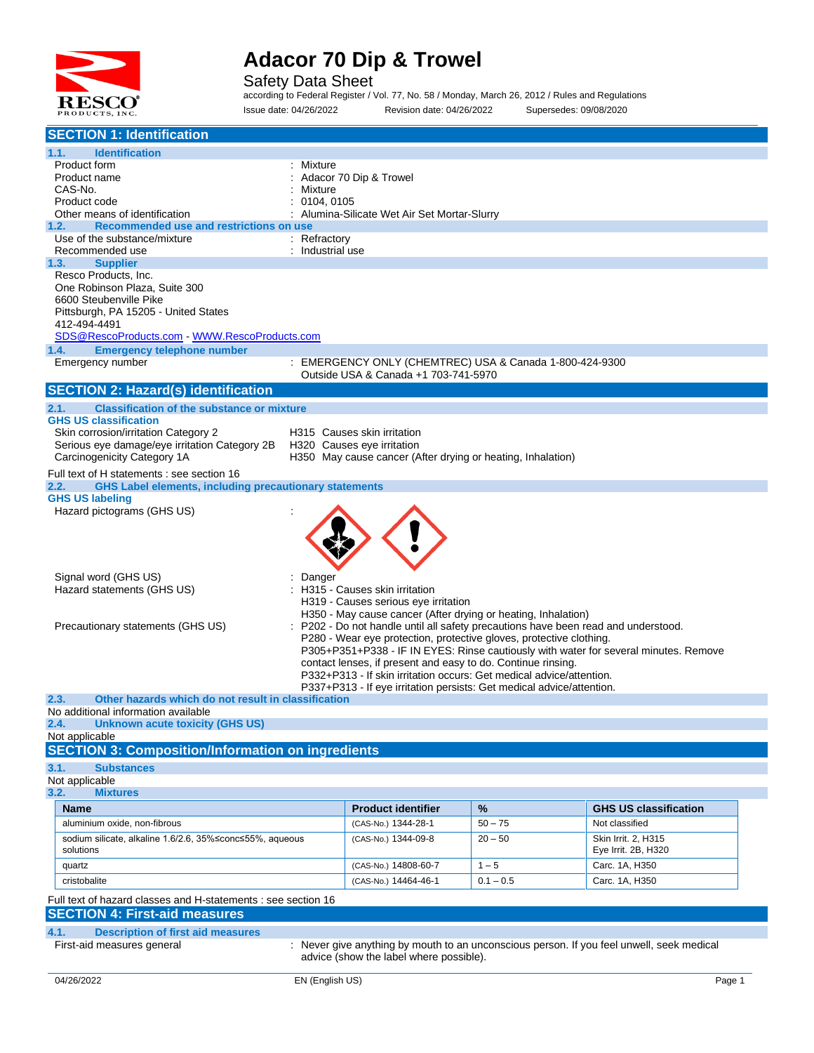# Adacor 70 Dip & Trowel

Safety Data Sheet

according to Federal Register / Vol. 77, No. 58 / Monday, March 26, 2012 / Rules and Regulations

Issue date: 04/26/2022 Revision date: 04/26/2022 Supersedes: 09/08/2020

## SECTION 1: Identification

### 1.1. Identification

| | |
|---|---|
| Product form | : Mixture |
| Product name | : Adacor 70 Dip & Trowel |
| CAS-No. | : Mixture |
| Product code | : 0104, 0105 |
| Other means of identification | : Alumina-Silicate Wet Air Set Mortar-Slurry |

### 1.2. Recommended use and restrictions on use

| | |
|---|---|
| Use of the substance/mixture | : Refractory |
| Recommended use | : Industrial use |

### 1.3. Supplier

Resco Products, Inc.
One Robinson Plaza, Suite 300
6600 Steubenville Pike
Pittsburgh, PA 15205 - United States
412-494-4491
SDS@RescoProducts.com - WWW.RescoProducts.com

### 1.4. Emergency telephone number

Emergency number : EMERGENCY ONLY (CHEMTREC) USA & Canada 1-800-424-9300
Outside USA & Canada +1 703-741-5970

## SECTION 2: Hazard(s) identification

### 2.1. Classification of the substance or mixture

**GHS US classification**

| | |
|---|---|
| Skin corrosion/irritation Category 2 | H315 Causes skin irritation |
| Serious eye damage/eye irritation Category 2B | H320 Causes eye irritation |
| Carcinogenicity Category 1A | H350 May cause cancer (After drying or heating, Inhalation) |

Full text of H statements : see section 16

### 2.2. GHS Label elements, including precautionary statements

**GHS US labeling**

Hazard pictograms (GHS US) :

Signal word (GHS US) : Danger

Hazard statements (GHS US) :
- H315 - Causes skin irritation
- H319 - Causes serious eye irritation
- H350 - May cause cancer (After drying or heating, Inhalation)

Precautionary statements (GHS US) :
- P202 - Do not handle until all safety precautions have been read and understood.
- P280 - Wear eye protection, protective gloves, protective clothing.
- P305+P351+P338 - IF IN EYES: Rinse cautiously with water for several minutes. Remove contact lenses, if present and easy to do. Continue rinsing.
- P332+P313 - If skin irritation occurs: Get medical advice/attention.
- P337+P313 - If eye irritation persists: Get medical advice/attention.

### 2.3. Other hazards which do not result in classification

No additional information available

### 2.4. Unknown acute toxicity (GHS US)

Not applicable

## SECTION 3: Composition/Information on ingredients

### 3.1. Substances

Not applicable

### 3.2. Mixtures

| Name | Product identifier | % | GHS US classification |
|---|---|---|---|
| aluminium oxide, non-fibrous | (CAS-No.) 1344-28-1 | 50 – 75 | Not classified |
| sodium silicate, alkaline 1.6/2.6, 35%≤conc≤55%, aqueous solutions | (CAS-No.) 1344-09-8 | 20 – 50 | Skin Irrit. 2, H315<br>Eye Irrit. 2B, H320 |
| quartz | (CAS-No.) 14808-60-7 | 1 – 5 | Carc. 1A, H350 |
| cristobalite | (CAS-No.) 14464-46-1 | 0.1 – 0.5 | Carc. 1A, H350 |

Full text of hazard classes and H-statements : see section 16

## SECTION 4: First-aid measures

### 4.1. Description of first aid measures

First-aid measures general : Never give anything by mouth to an unconscious person. If you feel unwell, seek medical advice (show the label where possible).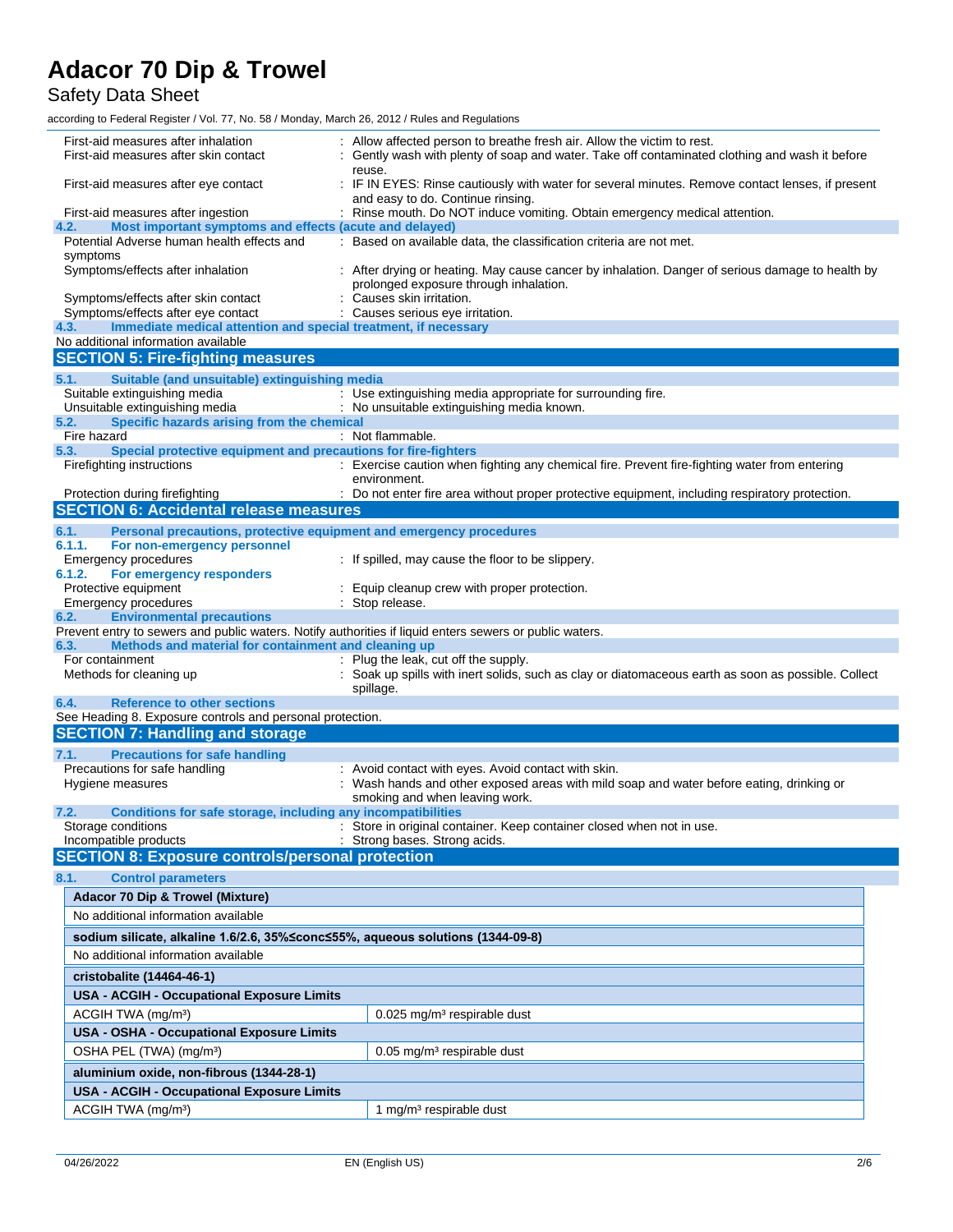| | |
|---|---|
| First-aid measures after inhalation | : Allow affected person to breathe fresh air. Allow the victim to rest. |
| First-aid measures after skin contact | : Gently wash with plenty of soap and water. Take off contaminated clothing and wash it before reuse. |
| First-aid measures after eye contact | : IF IN EYES: Rinse cautiously with water for several minutes. Remove contact lenses, if present and easy to do. Continue rinsing. |
| First-aid measures after ingestion | : Rinse mouth. Do NOT induce vomiting. Obtain emergency medical attention. |

### 4.2. Most important symptoms and effects (acute and delayed)

| | |
|---|---|
| Potential Adverse human health effects and symptoms | : Based on available data, the classification criteria are not met. |
| Symptoms/effects after inhalation | : After drying or heating. May cause cancer by inhalation. Danger of serious damage to health by prolonged exposure through inhalation. |
| Symptoms/effects after skin contact | : Causes skin irritation. |
| Symptoms/effects after eye contact | : Causes serious eye irritation. |

### 4.3. Immediate medical attention and special treatment, if necessary

No additional information available

## SECTION 5: Fire-fighting measures

### 5.1. Suitable (and unsuitable) extinguishing media

| | |
|---|---|
| Suitable extinguishing media | : Use extinguishing media appropriate for surrounding fire. |
| Unsuitable extinguishing media | : No unsuitable extinguishing media known. |

### 5.2. Specific hazards arising from the chemical

| | |
|---|---|
| Fire hazard | : Not flammable. |

### 5.3. Special protective equipment and precautions for fire-fighters

| | |
|---|---|
| Firefighting instructions | : Exercise caution when fighting any chemical fire. Prevent fire-fighting water from entering environment. |
| Protection during firefighting | : Do not enter fire area without proper protective equipment, including respiratory protection. |

## SECTION 6: Accidental release measures

### 6.1. Personal precautions, protective equipment and emergency procedures

#### 6.1.1. For non-emergency personnel

| | |
|---|---|
| Emergency procedures | : If spilled, may cause the floor to be slippery. |

#### 6.1.2. For emergency responders

| | |
|---|---|
| Protective equipment | : Equip cleanup crew with proper protection. |
| Emergency procedures | : Stop release. |

### 6.2. Environmental precautions

Prevent entry to sewers and public waters. Notify authorities if liquid enters sewers or public waters.

### 6.3. Methods and material for containment and cleaning up

| | |
|---|---|
| For containment | : Plug the leak, cut off the supply. |
| Methods for cleaning up | : Soak up spills with inert solids, such as clay or diatomaceous earth as soon as possible. Collect spillage. |

### 6.4. Reference to other sections

See Heading 8. Exposure controls and personal protection.

## SECTION 7: Handling and storage

### 7.1. Precautions for safe handling

| | |
|---|---|
| Precautions for safe handling | : Avoid contact with eyes. Avoid contact with skin. |
| Hygiene measures | : Wash hands and other exposed areas with mild soap and water before eating, drinking or smoking and when leaving work. |

### 7.2. Conditions for safe storage, including any incompatibilities

| | |
|---|---|
| Storage conditions | : Store in original container. Keep container closed when not in use. |
| Incompatible products | : Strong bases. Strong acids. |

## SECTION 8: Exposure controls/personal protection

### 8.1. Control parameters

| **Adacor 70 Dip & Trowel (Mixture)** | |
|---|---|
| No additional information available | |

| **sodium silicate, alkaline 1.6/2.6, 35%≤conc≤55%, aqueous solutions (1344-09-8)** | |
|---|---|
| No additional information available | |

| **cristobalite (14464-46-1)** | |
|---|---|
| **USA - ACGIH - Occupational Exposure Limits** | |
| ACGIH TWA (mg/m³) | 0.025 mg/m³ respirable dust |
| **USA - OSHA - Occupational Exposure Limits** | |
| OSHA PEL (TWA) (mg/m³) | 0.05 mg/m³ respirable dust |

| **aluminium oxide, non-fibrous (1344-28-1)** | |
|---|---|
| **USA - ACGIH - Occupational Exposure Limits** | |
| ACGIH TWA (mg/m³) | 1 mg/m³ respirable dust |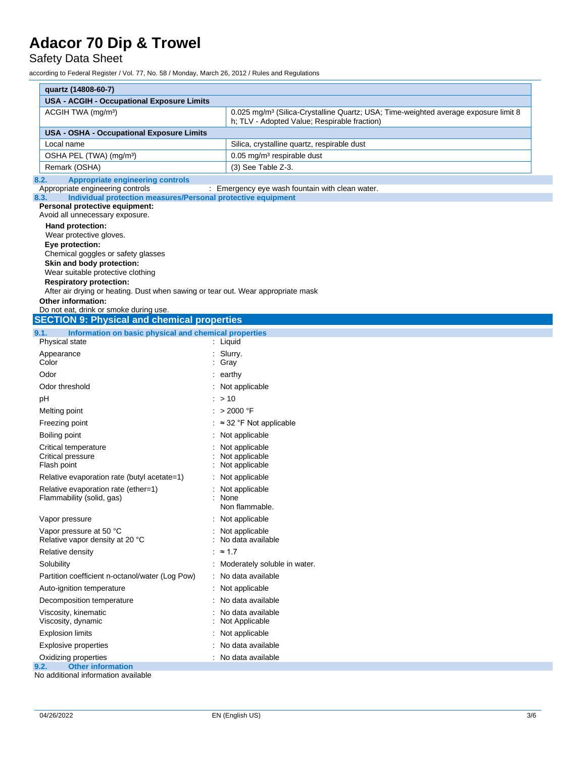| quartz (14808-60-7) | |
|---|---|
| **USA - ACGIH - Occupational Exposure Limits** | |
| ACGIH TWA (mg/m³) | 0.025 mg/m³ (Silica-Crystalline Quartz; USA; Time-weighted average exposure limit 8 h; TLV - Adopted Value; Respirable fraction) |
| **USA - OSHA - Occupational Exposure Limits** | |
| Local name | Silica, crystalline quartz, respirable dust |
| OSHA PEL (TWA) (mg/m³) | 0.05 mg/m³ respirable dust |
| Remark (OSHA) | (3) See Table Z-3. |

### 8.2. Appropriate engineering controls

Appropriate engineering controls : Emergency eye wash fountain with clean water.

### 8.3. Individual protection measures/Personal protective equipment

**Personal protective equipment:**

Avoid all unnecessary exposure.

**Hand protection:**

Wear protective gloves.

**Eye protection:**

Chemical goggles or safety glasses

**Skin and body protection:**

Wear suitable protective clothing

**Respiratory protection:**

After air drying or heating. Dust when sawing or tear out. Wear appropriate mask

**Other information:**

Do not eat, drink or smoke during use.

## SECTION 9: Physical and chemical properties

### 9.1. Information on basic physical and chemical properties

| Property | Value |
|---|---|
| Physical state | Liquid |
| Appearance | Slurry. |
| Color | Gray |
| Odor | earthy |
| Odor threshold | Not applicable |
| pH | > 10 |
| Melting point | > 2000 °F |
| Freezing point | ≈ 32 °F Not applicable |
| Boiling point | Not applicable |
| Critical temperature | Not applicable |
| Critical pressure | Not applicable |
| Flash point | Not applicable |
| Relative evaporation rate (butyl acetate=1) | Not applicable |
| Relative evaporation rate (ether=1) | Not applicable |
| Flammability (solid, gas) | None<br>Non flammable. |
| Vapor pressure | Not applicable |
| Vapor pressure at 50 °C | Not applicable |
| Relative vapor density at 20 °C | No data available |
| Relative density | ≈ 1.7 |
| Solubility | Moderately soluble in water. |
| Partition coefficient n-octanol/water (Log Pow) | No data available |
| Auto-ignition temperature | Not applicable |
| Decomposition temperature | No data available |
| Viscosity, kinematic | No data available |
| Viscosity, dynamic | Not Applicable |
| Explosion limits | Not applicable |
| Explosive properties | No data available |
| Oxidizing properties | No data available |

### 9.2. Other information

No additional information available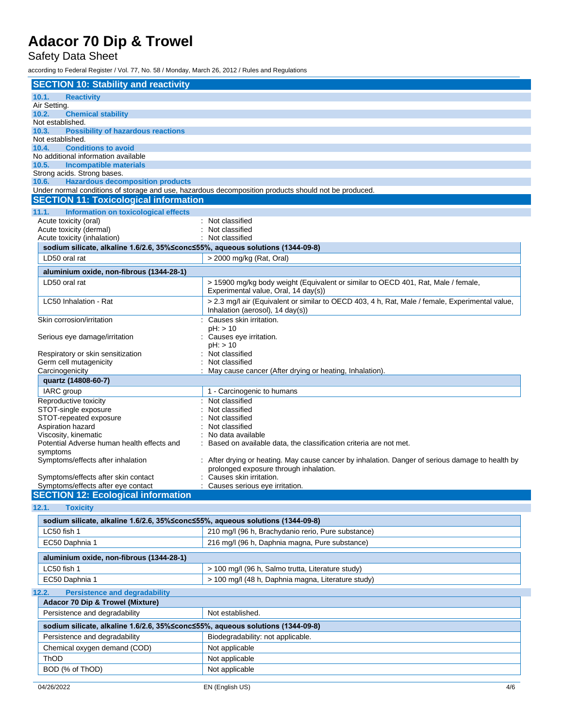## SECTION 10: Stability and reactivity

### 10.1. Reactivity

Air Setting.

### 10.2. Chemical stability

Not established.

### 10.3. Possibility of hazardous reactions

Not established.

### 10.4. Conditions to avoid

No additional information available

### 10.5. Incompatible materials

Strong acids. Strong bases.

### 10.6. Hazardous decomposition products

Under normal conditions of storage and use, hazardous decomposition products should not be produced.

## SECTION 11: Toxicological information

### 11.1. Information on toxicological effects

Acute toxicity (oral) : Not classified
Acute toxicity (dermal) : Not classified
Acute toxicity (inhalation) : Not classified

| sodium silicate, alkaline 1.6/2.6, 35%≤conc≤55%, aqueous solutions (1344-09-8) | |
|---|---|
| LD50 oral rat | > 2000 mg/kg (Rat, Oral) |

| aluminium oxide, non-fibrous (1344-28-1) | |
|---|---|
| LD50 oral rat | > 15900 mg/kg body weight (Equivalent or similar to OECD 401, Rat, Male / female, Experimental value, Oral, 14 day(s)) |
| LC50 Inhalation - Rat | > 2.3 mg/l air (Equivalent or similar to OECD 403, 4 h, Rat, Male / female, Experimental value, Inhalation (aerosol), 14 day(s)) |

Skin corrosion/irritation : Causes skin irritation.
pH: > 10

Serious eye damage/irritation : Causes eye irritation.
pH: > 10

Respiratory or skin sensitization : Not classified
Germ cell mutagenicity : Not classified
Carcinogenicity : May cause cancer (After drying or heating, Inhalation).

| quartz (14808-60-7) | |
|---|---|
| IARC group | 1 - Carcinogenic to humans |

Reproductive toxicity : Not classified
STOT-single exposure : Not classified
STOT-repeated exposure : Not classified
Aspiration hazard : Not classified
Viscosity, kinematic : No data available
Potential Adverse human health effects and symptoms : Based on available data, the classification criteria are not met.
Symptoms/effects after inhalation : After drying or heating. May cause cancer by inhalation. Danger of serious damage to health by prolonged exposure through inhalation.
Symptoms/effects after skin contact : Causes skin irritation.
Symptoms/effects after eye contact : Causes serious eye irritation.

## SECTION 12: Ecological information

### 12.1. Toxicity

| sodium silicate, alkaline 1.6/2.6, 35%≤conc≤55%, aqueous solutions (1344-09-8) | |
|---|---|
| LC50 fish 1 | 210 mg/l (96 h, Brachydanio rerio, Pure substance) |
| EC50 Daphnia 1 | 216 mg/l (96 h, Daphnia magna, Pure substance) |

| aluminium oxide, non-fibrous (1344-28-1) | |
|---|---|
| LC50 fish 1 | > 100 mg/l (96 h, Salmo trutta, Literature study) |
| EC50 Daphnia 1 | > 100 mg/l (48 h, Daphnia magna, Literature study) |

### 12.2. Persistence and degradability

| Adacor 70 Dip & Trowel (Mixture) | |
|---|---|
| Persistence and degradability | Not established. |

| sodium silicate, alkaline 1.6/2.6, 35%≤conc≤55%, aqueous solutions (1344-09-8) | |
|---|---|
| Persistence and degradability | Biodegradability: not applicable. |
| Chemical oxygen demand (COD) | Not applicable |
| ThOD | Not applicable |
| BOD (% of ThOD) | Not applicable |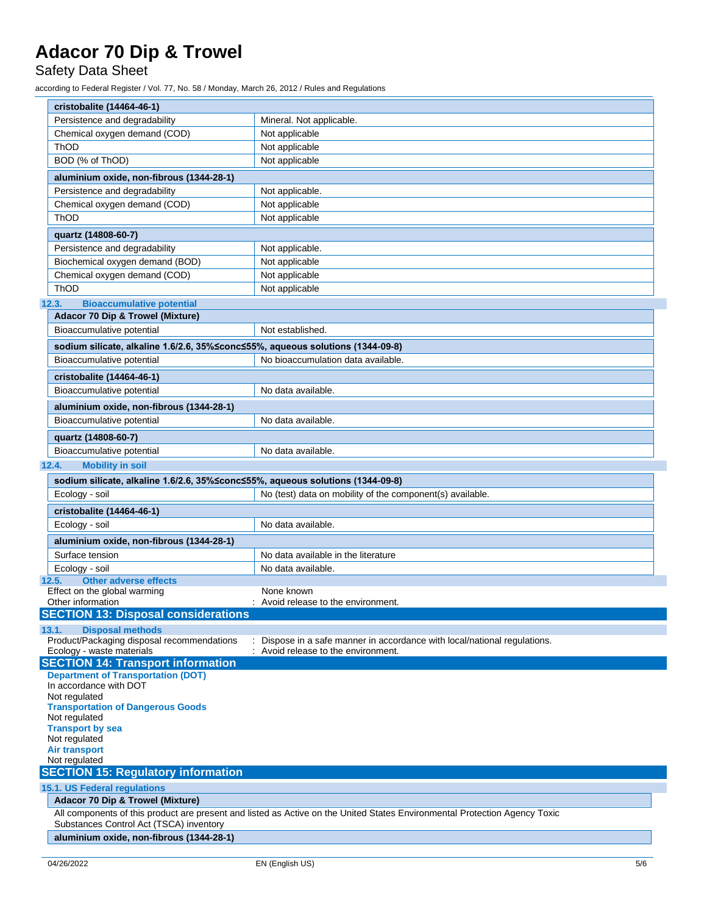| cristobalite (14464-46-1) | |
|---|---|
| Persistence and degradability | Mineral. Not applicable. |
| Chemical oxygen demand (COD) | Not applicable |
| ThOD | Not applicable |
| BOD (% of ThOD) | Not applicable |

| aluminium oxide, non-fibrous (1344-28-1) | |
|---|---|
| Persistence and degradability | Not applicable. |
| Chemical oxygen demand (COD) | Not applicable |
| ThOD | Not applicable |

| quartz (14808-60-7) | |
|---|---|
| Persistence and degradability | Not applicable. |
| Biochemical oxygen demand (BOD) | Not applicable |
| Chemical oxygen demand (COD) | Not applicable |
| ThOD | Not applicable |

### 12.3. Bioaccumulative potential

| Adacor 70 Dip & Trowel (Mixture) | |
|---|---|
| Bioaccumulative potential | Not established. |

| sodium silicate, alkaline 1.6/2.6, 35%≤conc≤55%, aqueous solutions (1344-09-8) | |
|---|---|
| Bioaccumulative potential | No bioaccumulation data available. |

| cristobalite (14464-46-1) | |
|---|---|
| Bioaccumulative potential | No data available. |

| aluminium oxide, non-fibrous (1344-28-1) | |
|---|---|
| Bioaccumulative potential | No data available. |

| quartz (14808-60-7) | |
|---|---|
| Bioaccumulative potential | No data available. |

### 12.4. Mobility in soil

| sodium silicate, alkaline 1.6/2.6, 35%≤conc≤55%, aqueous solutions (1344-09-8) | |
|---|---|
| Ecology - soil | No (test) data on mobility of the component(s) available. |

| cristobalite (14464-46-1) | |
|---|---|
| Ecology - soil | No data available. |

| aluminium oxide, non-fibrous (1344-28-1) | |
|---|---|
| Surface tension | No data available in the literature |
| Ecology - soil | No data available. |

### 12.5. Other adverse effects

Effect on the global warming : None known

Other information : Avoid release to the environment.

## SECTION 13: Disposal considerations

### 13.1. Disposal methods

Product/Packaging disposal recommendations : Dispose in a safe manner in accordance with local/national regulations.

Ecology - waste materials : Avoid release to the environment.

## SECTION 14: Transport information

**Department of Transportation (DOT)**

In accordance with DOT

Not regulated

**Transportation of Dangerous Goods**

Not regulated

**Transport by sea**

Not regulated

**Air transport**

Not regulated

## SECTION 15: Regulatory information

### 15.1. US Federal regulations

**Adacor 70 Dip & Trowel (Mixture)**

All components of this product are present and listed as Active on the United States Environmental Protection Agency Toxic Substances Control Act (TSCA) inventory

**aluminium oxide, non-fibrous (1344-28-1)**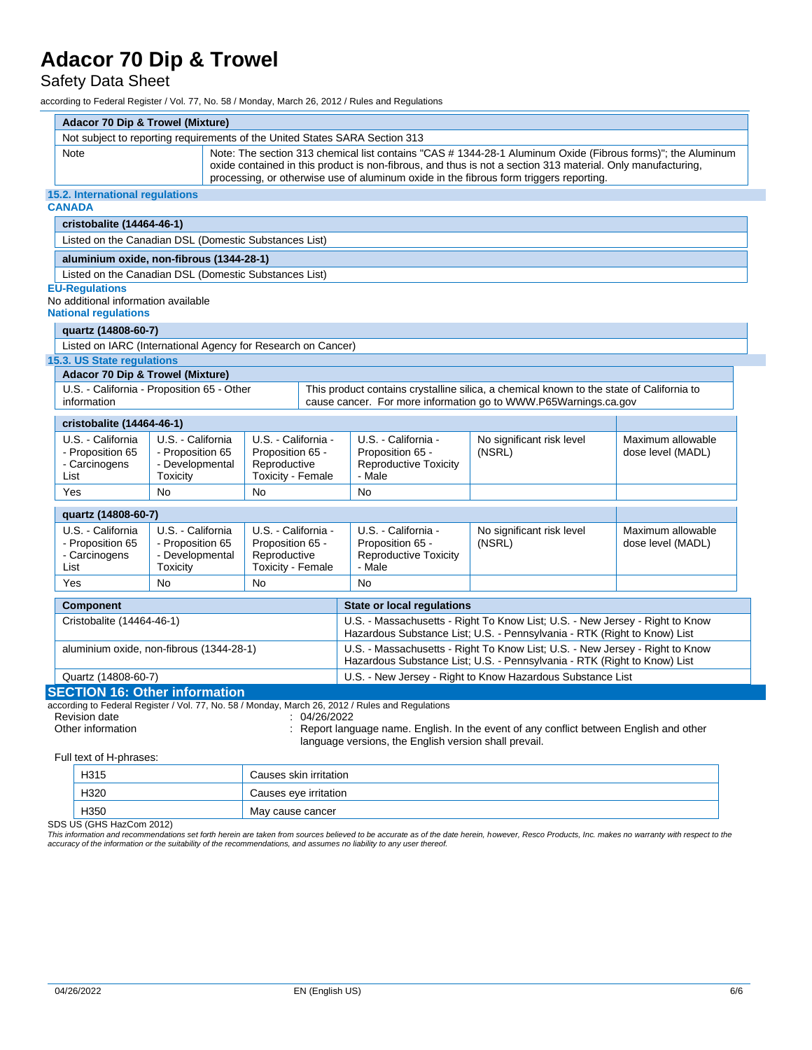| Adacor 70 Dip & Trowel (Mixture) | |
|---|---|
| Not subject to reporting requirements of the United States SARA Section 313 | |
| Note | Note: The section 313 chemical list contains "CAS # 1344-28-1 Aluminum Oxide (Fibrous forms)"; the Aluminum oxide contained in this product is non-fibrous, and thus is not a section 313 material. Only manufacturing, processing, or otherwise use of aluminum oxide in the fibrous form triggers reporting. |

### 15.2. International regulations

**CANADA**

| cristobalite (14464-46-1) |
|---|
| Listed on the Canadian DSL (Domestic Substances List) |

| aluminium oxide, non-fibrous (1344-28-1) |
|---|
| Listed on the Canadian DSL (Domestic Substances List) |

**EU-Regulations**

No additional information available

**National regulations**

| quartz (14808-60-7) |
|---|
| Listed on IARC (International Agency for Research on Cancer) |

### 15.3. US State regulations

| Adacor 70 Dip & Trowel (Mixture) | |
|---|---|
| U.S. - California - Proposition 65 - Other information | This product contains crystalline silica, a chemical known to the state of California to cause cancer. For more information go to WWW.P65Warnings.ca.gov |

| cristobalite (14464-46-1) | | | | | |
|---|---|---|---|---|---|
| U.S. - California - Proposition 65 - Carcinogens List | U.S. - California - Proposition 65 - Developmental Toxicity | U.S. - California - Proposition 65 - Reproductive Toxicity - Female | U.S. - California - Proposition 65 - Reproductive Toxicity - Male | No significant risk level (NSRL) | Maximum allowable dose level (MADL) |
| Yes | No | No | No | | |

| quartz (14808-60-7) | | | | | |
|---|---|---|---|---|---|
| U.S. - California - Proposition 65 - Carcinogens List | U.S. - California - Proposition 65 - Developmental Toxicity | U.S. - California - Proposition 65 - Reproductive Toxicity - Female | U.S. - California - Proposition 65 - Reproductive Toxicity - Male | No significant risk level (NSRL) | Maximum allowable dose level (MADL) |
| Yes | No | No | No | | |

| Component | State or local regulations |
|---|---|
| Cristobalite (14464-46-1) | U.S. - Massachusetts - Right To Know List; U.S. - New Jersey - Right to Know Hazardous Substance List; U.S. - Pennsylvania - RTK (Right to Know) List |
| aluminium oxide, non-fibrous (1344-28-1) | U.S. - Massachusetts - Right To Know List; U.S. - New Jersey - Right to Know Hazardous Substance List; U.S. - Pennsylvania - RTK (Right to Know) List |
| Quartz (14808-60-7) | U.S. - New Jersey - Right to Know Hazardous Substance List |

## SECTION 16: Other information

according to Federal Register / Vol. 77, No. 58 / Monday, March 26, 2012 / Rules and Regulations

Revision date : 04/26/2022

Other information : Report language name. English. In the event of any conflict between English and other language versions, the English version shall prevail.

Full text of H-phrases:

| | |
|---|---|
| H315 | Causes skin irritation |
| H320 | Causes eye irritation |
| H350 | May cause cancer |

SDS US (GHS HazCom 2012)

*This information and recommendations set forth herein are taken from sources believed to be accurate as of the date herein, however, Resco Products, Inc. makes no warranty with respect to the accuracy of the information or the suitability of the recommendations, and assumes no liability to any user thereof.*